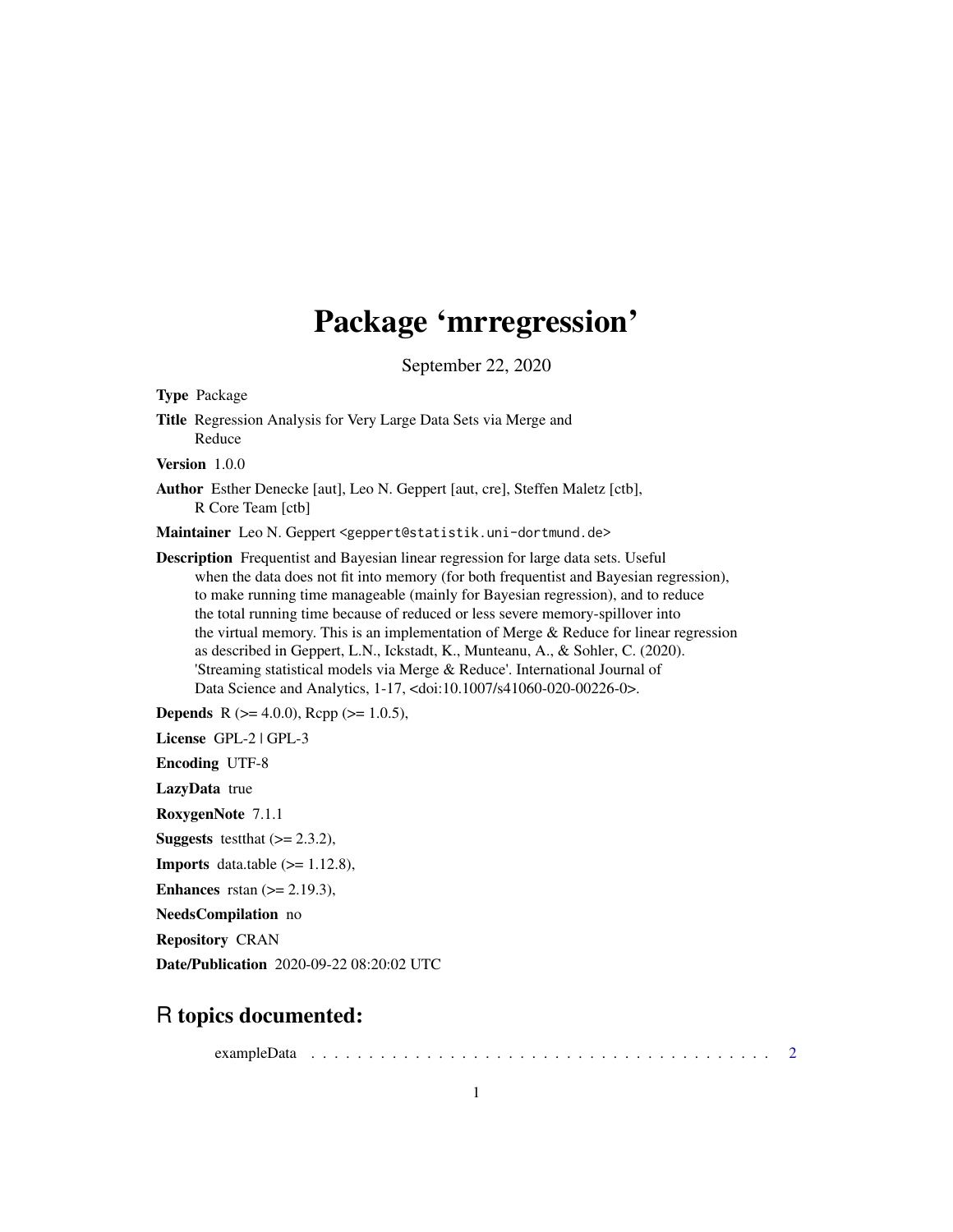# Package 'mrregression'

September 22, 2020

**Type** Package

**Title** Regression Analysis for Very Large Data Sets via Merge and Reduce

**Version** 1.0.0

**Author** Esther Denecke [aut], Leo N. Geppert [aut, cre], Steffen Maletz [ctb], R Core Team [ctb]

**Maintainer** Leo N. Geppert <geppert@statistik.uni-dortmund.de>

**Description** Frequentist and Bayesian linear regression for large data sets. Useful when the data does not fit into memory (for both frequentist and Bayesian regression), to make running time manageable (mainly for Bayesian regression), and to reduce the total running time because of reduced or less severe memory-spillover into the virtual memory. This is an implementation of Merge & Reduce for linear regression as described in Geppert, L.N., Ickstadt, K., Munteanu, A., & Sohler, C. (2020). 'Streaming statistical models via Merge & Reduce'. International Journal of Data Science and Analytics, 1-17, <doi:10.1007/s41060-020-00226-0>.

**Depends** R (>= 4.0.0), Rcpp (>= 1.0.5),

**License** GPL-2 | GPL-3

**Encoding** UTF-8

**LazyData** true

**RoxygenNote** 7.1.1

**Suggests** testthat (>= 2.3.2),

**Imports** data.table (>= 1.12.8),

**Enhances** rstan (>= 2.19.3),

**NeedsCompilation** no

**Repository** CRAN

**Date/Publication** 2020-09-22 08:20:02 UTC

## R topics documented:

exampleData . . . . . . . . . . . . . . . . . . . . . . . . . . . . . . . . . . . . . . . . . 2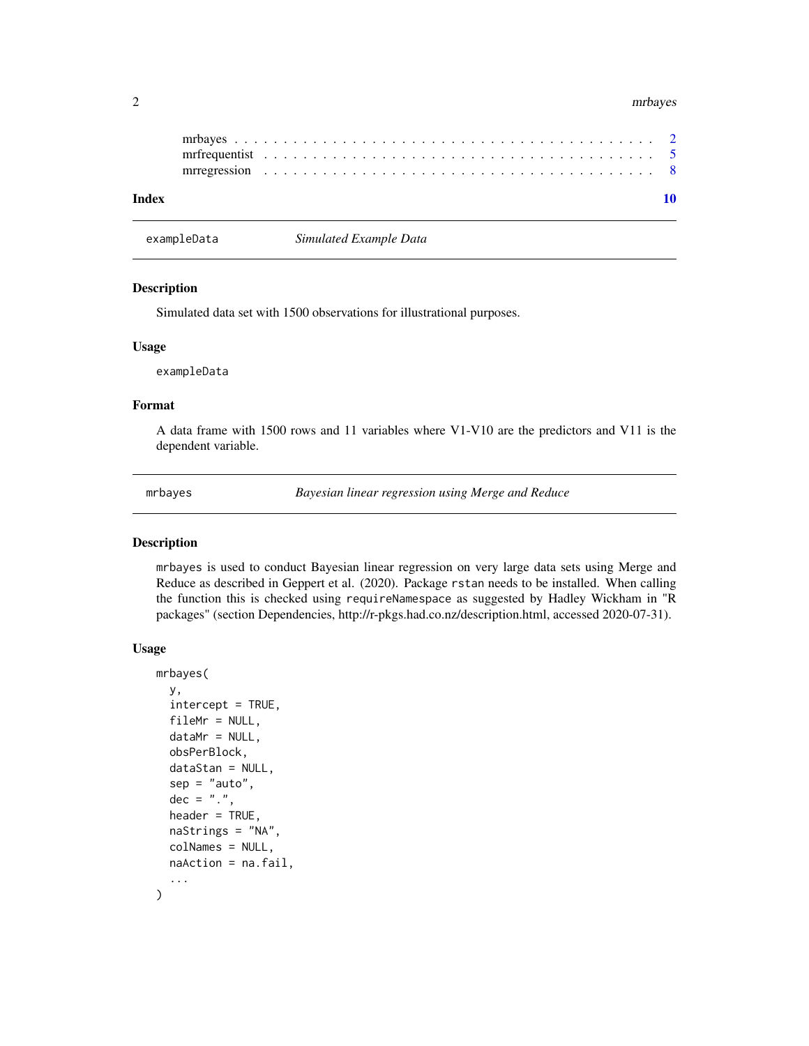mrbayes . . . . . . . . . . . . . . . . . . . . . . . . . . . . . . . . . . . . . . . . 2
mrfrequentist . . . . . . . . . . . . . . . . . . . . . . . . . . . . . . . . . . . . . 5
mrregression . . . . . . . . . . . . . . . . . . . . . . . . . . . . . . . . . . . . . . 8

**Index** **10**

---

## exampleData — *Simulated Example Data*

### Description

Simulated data set with 1500 observations for illustrational purposes.

### Usage

```
exampleData
```

### Format

A data frame with 1500 rows and 11 variables where V1-V10 are the predictors and V11 is the dependent variable.

---

## mrbayes — *Bayesian linear regression using Merge and Reduce*

### Description

`mrbayes` is used to conduct Bayesian linear regression on very large data sets using Merge and Reduce as described in Geppert et al. (2020). Package `rstan` needs to be installed. When calling the function this is checked using `requireNamespace` as suggested by Hadley Wickham in "R packages" (section Dependencies, http://r-pkgs.had.co.nz/description.html, accessed 2020-07-31).

### Usage

```
mrbayes(
  y,
  intercept = TRUE,
  fileMr = NULL,
  dataMr = NULL,
  obsPerBlock,
  dataStan = NULL,
  sep = "auto",
  dec = ".",
  header = TRUE,
  naStrings = "NA",
  colNames = NULL,
  naAction = na.fail,
  ...
)
```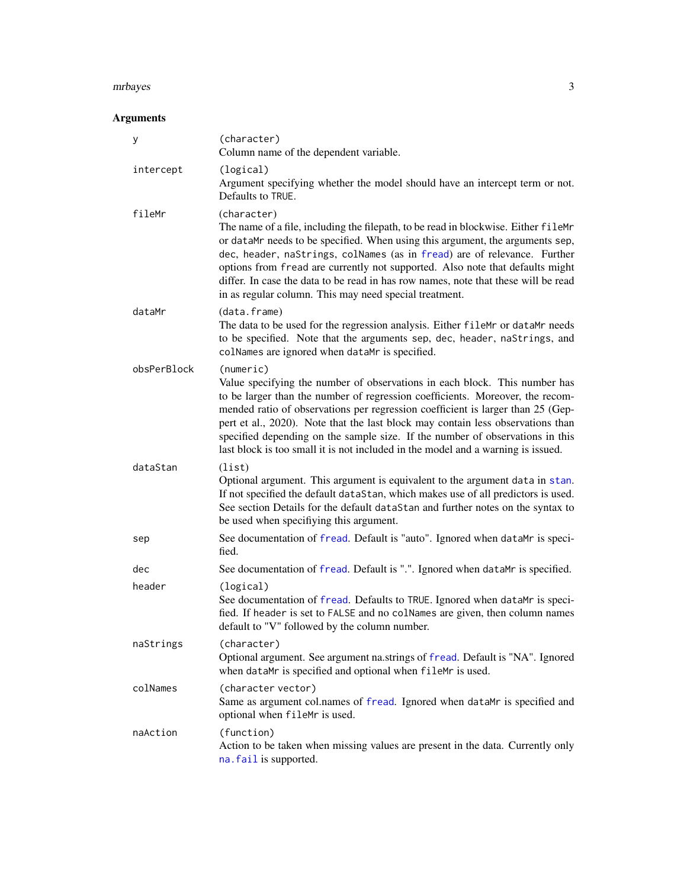## Arguments

**y**
(character)
Column name of the dependent variable.

**intercept**
(logical)
Argument specifying whether the model should have an intercept term or not. Defaults to `TRUE`.

**fileMr**
(character)
The name of a file, including the filepath, to be read in blockwise. Either `fileMr` or `dataMr` needs to be specified. When using this argument, the arguments `sep`, `dec`, `header`, `naStrings`, `colNames` (as in `fread`) are of relevance. Further options from `fread` are currently not supported. Also note that defaults might differ. In case the data to be read in has row names, note that these will be read in as regular column. This may need special treatment.

**dataMr**
(data.frame)
The data to be used for the regression analysis. Either `fileMr` or `dataMr` needs to be specified. Note that the arguments `sep`, `dec`, `header`, `naStrings`, and `colNames` are ignored when `dataMr` is specified.

**obsPerBlock**
(numeric)
Value specifying the number of observations in each block. This number has to be larger than the number of regression coefficients. Moreover, the recommended ratio of observations per regression coefficient is larger than 25 (Geppert et al., 2020). Note that the last block may contain less observations than specified depending on the sample size. If the number of observations in this last block is too small it is not included in the model and a warning is issued.

**dataStan**
(list)
Optional argument. This argument is equivalent to the argument `data` in `stan`. If not specified the default `dataStan`, which makes use of all predictors is used. See section Details for the default `dataStan` and further notes on the syntax to be used when specifiying this argument.

**sep**
See documentation of `fread`. Default is "auto". Ignored when `dataMr` is specified.

**dec**
See documentation of `fread`. Default is ".". Ignored when `dataMr` is specified.

**header**
(logical)
See documentation of `fread`. Defaults to `TRUE`. Ignored when `dataMr` is specified. If `header` is set to `FALSE` and no `colNames` are given, then column names default to "V" followed by the column number.

**naStrings**
(character)
Optional argument. See argument na.strings of `fread`. Default is "NA". Ignored when `dataMr` is specified and optional when `fileMr` is used.

**colNames**
(character vector)
Same as argument col.names of `fread`. Ignored when `dataMr` is specified and optional when `fileMr` is used.

**naAction**
(function)
Action to be taken when missing values are present in the data. Currently only `na.fail` is supported.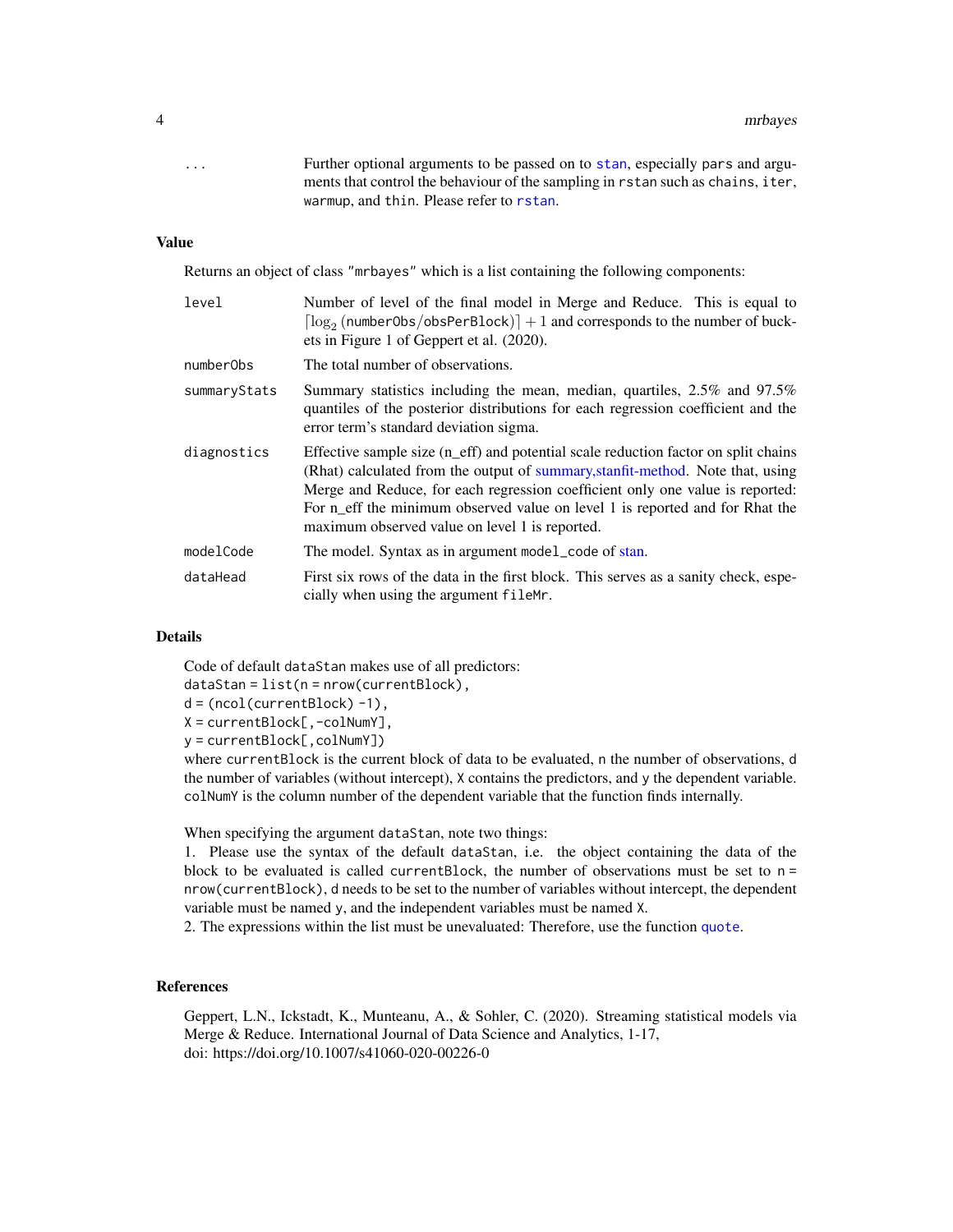`...` Further optional arguments to be passed on to stan, especially pars and arguments that control the behaviour of the sampling in rstan such as chains, iter, warmup, and thin. Please refer to rstan.

## Value

Returns an object of class "mrbayes" which is a list containing the following components:

- **level**: Number of level of the final model in Merge and Reduce. This is equal to $\lceil \log_2(\texttt{numberObs}/\texttt{obsPerBlock}) \rceil + 1$ and corresponds to the number of buckets in Figure 1 of Geppert et al. (2020).
- **numberObs**: The total number of observations.
- **summaryStats**: Summary statistics including the mean, median, quartiles, 2.5% and 97.5% quantiles of the posterior distributions for each regression coefficient and the error term's standard deviation sigma.
- **diagnostics**: Effective sample size (n_eff) and potential scale reduction factor on split chains (Rhat) calculated from the output of summary,stanfit-method. Note that, using Merge and Reduce, for each regression coefficient only one value is reported: For n_eff the minimum observed value on level 1 is reported and for Rhat the maximum observed value on level 1 is reported.
- **modelCode**: The model. Syntax as in argument model_code of stan.
- **dataHead**: First six rows of the data in the first block. This serves as a sanity check, especially when using the argument fileMr.

## Details

Code of default dataStan makes use of all predictors:

```
dataStan = list(n = nrow(currentBlock),
d = (ncol(currentBlock) -1),
X = currentBlock[,-colNumY],
y = currentBlock[,colNumY])
```

where currentBlock is the current block of data to be evaluated, n the number of observations, d the number of variables (without intercept), X contains the predictors, and y the dependent variable. colNumY is the column number of the dependent variable that the function finds internally.

When specifying the argument dataStan, note two things:

1. Please use the syntax of the default dataStan, i.e. the object containing the data of the block to be evaluated is called currentBlock, the number of observations must be set to n = nrow(currentBlock), d needs to be set to the number of variables without intercept, the dependent variable must be named y, and the independent variables must be named X.
2. The expressions within the list must be unevaluated: Therefore, use the function quote.

## References

Geppert, L.N., Ickstadt, K., Munteanu, A., & Sohler, C. (2020). Streaming statistical models via Merge & Reduce. International Journal of Data Science and Analytics, 1-17, doi: https://doi.org/10.1007/s41060-020-00226-0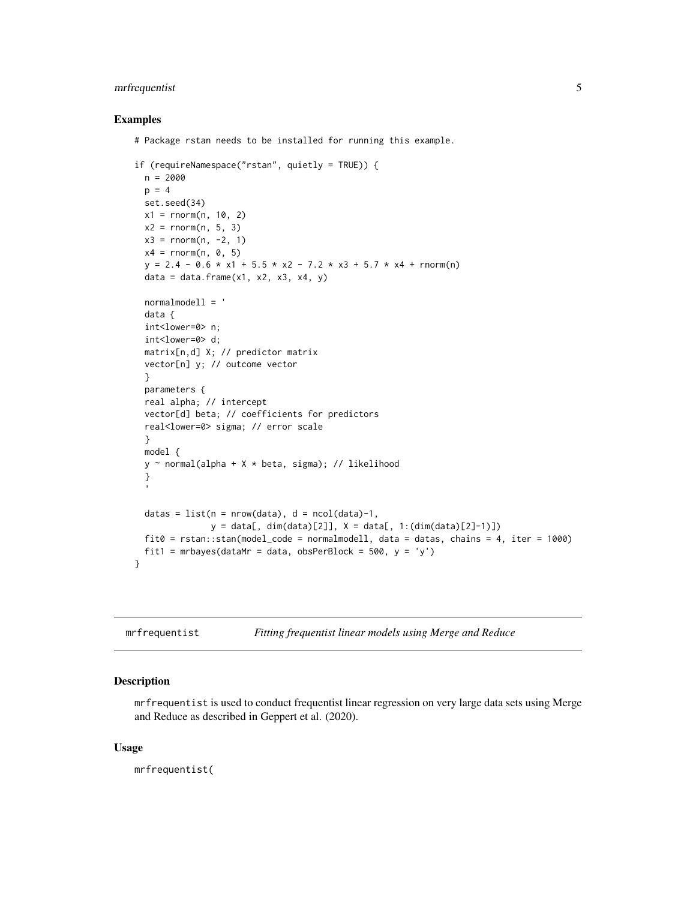## Examples

```
# Package rstan needs to be installed for running this example.

if (requireNamespace("rstan", quietly = TRUE)) {
  n = 2000
  p = 4
  set.seed(34)
  x1 = rnorm(n, 10, 2)
  x2 = rnorm(n, 5, 3)
  x3 = rnorm(n, -2, 1)
  x4 = rnorm(n, 0, 5)
  y = 2.4 - 0.6 * x1 + 5.5 * x2 - 7.2 * x3 + 5.7 * x4 + rnorm(n)
  data = data.frame(x1, x2, x3, x4, y)

  normalmodell = '
  data {
  int<lower=0> n;
  int<lower=0> d;
  matrix[n,d] X; // predictor matrix
  vector[n] y; // outcome vector
  }
  parameters {
  real alpha; // intercept
  vector[d] beta; // coefficients for predictors
  real<lower=0> sigma; // error scale
  }
  model {
  y ~ normal(alpha + X * beta, sigma); // likelihood
  }
  '

  datas = list(n = nrow(data), d = ncol(data)-1,
               y = data[, dim(data)[2]], X = data[, 1:(dim(data)[2]-1)])
  fit0 = rstan::stan(model_code = normalmodell, data = datas, chains = 4, iter = 1000)
  fit1 = mrbayes(dataMr = data, obsPerBlock = 500, y = 'y')
}
```

---

`mrfrequentist` — *Fitting frequentist linear models using Merge and Reduce*

## Description

`mrfrequentist` is used to conduct frequentist linear regression on very large data sets using Merge and Reduce as described in Geppert et al. (2020).

## Usage

```
mrfrequentist(
```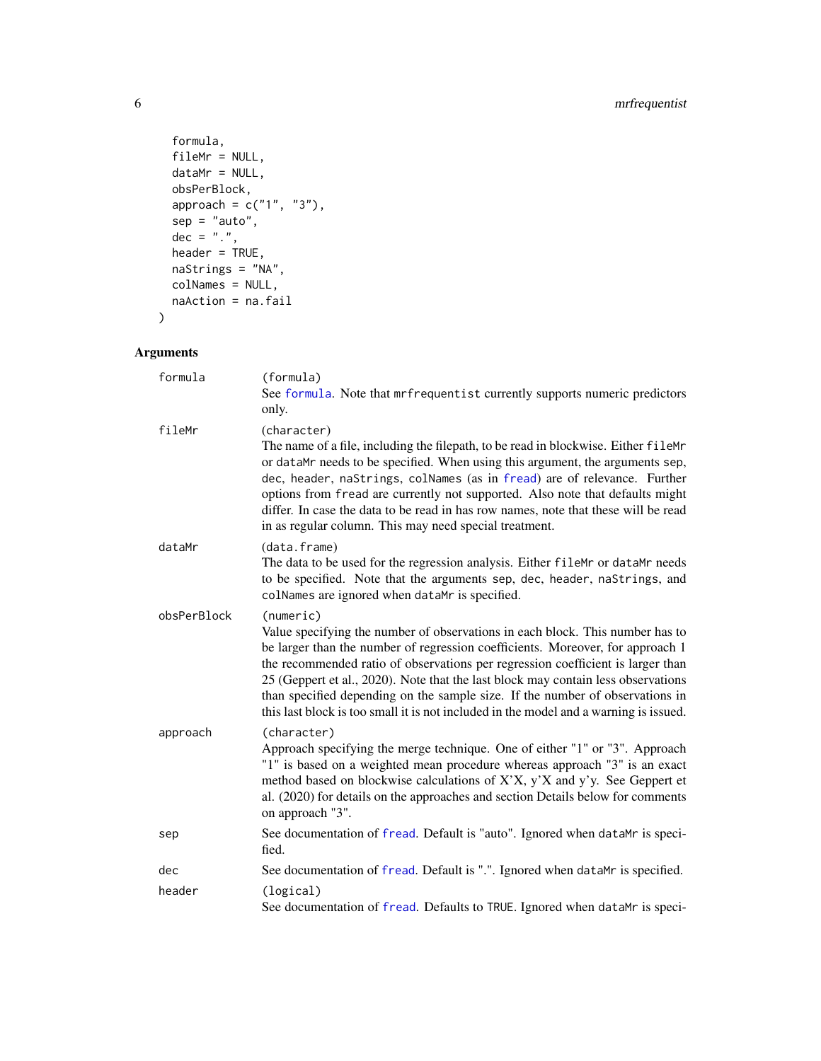```
  formula,
  fileMr = NULL,
  dataMr = NULL,
  obsPerBlock,
  approach = c("1", "3"),
  sep = "auto",
  dec = ".",
  header = TRUE,
  naStrings = "NA",
  colNames = NULL,
  naAction = na.fail
)
```

## Arguments

**formula**
(formula)
See formula. Note that mrfrequentist currently supports numeric predictors only.

**fileMr**
(character)
The name of a file, including the filepath, to be read in blockwise. Either fileMr or dataMr needs to be specified. When using this argument, the arguments sep, dec, header, naStrings, colNames (as in fread) are of relevance. Further options from fread are currently not supported. Also note that defaults might differ. In case the data to be read in has row names, note that these will be read in as regular column. This may need special treatment.

**dataMr**
(data.frame)
The data to be used for the regression analysis. Either fileMr or dataMr needs to be specified. Note that the arguments sep, dec, header, naStrings, and colNames are ignored when dataMr is specified.

**obsPerBlock**
(numeric)
Value specifying the number of observations in each block. This number has to be larger than the number of regression coefficients. Moreover, for approach 1 the recommended ratio of observations per regression coefficient is larger than 25 (Geppert et al., 2020). Note that the last block may contain less observations than specified depending on the sample size. If the number of observations in this last block is too small it is not included in the model and a warning is issued.

**approach**
(character)
Approach specifying the merge technique. One of either "1" or "3". Approach "1" is based on a weighted mean procedure whereas approach "3" is an exact method based on blockwise calculations of X'X, y'X and y'y. See Geppert et al. (2020) for details on the approaches and section Details below for comments on approach "3".

**sep**
See documentation of fread. Default is "auto". Ignored when dataMr is specified.

**dec**
See documentation of fread. Default is ".". Ignored when dataMr is specified.

**header**
(logical)
See documentation of fread. Defaults to TRUE. Ignored when dataMr is speci-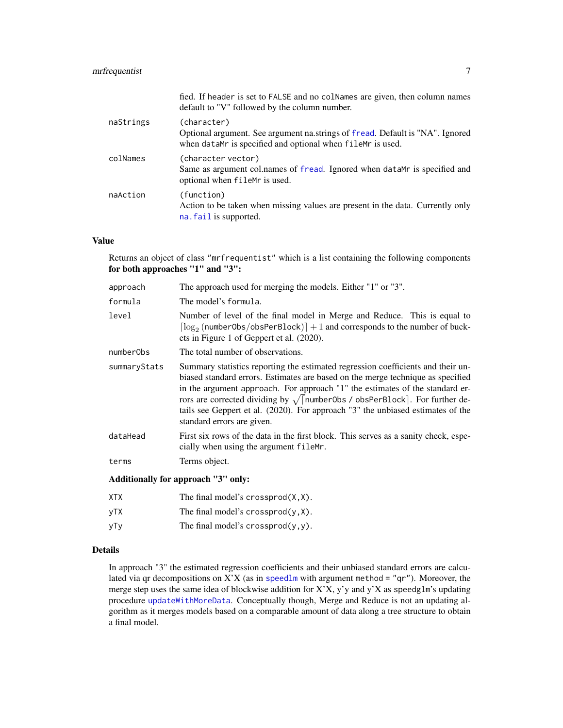fied. If header is set to FALSE and no colNames are given, then column names default to "V" followed by the column number.

| | |
|---|---|
| naStrings | (character)<br>Optional argument. See argument na.strings of fread. Default is "NA". Ignored when dataMr is specified and optional when fileMr is used. |
| colNames | (character vector)<br>Same as argument col.names of fread. Ignored when dataMr is specified and optional when fileMr is used. |
| naAction | (function)<br>Action to be taken when missing values are present in the data. Currently only na.fail is supported. |

## Value

Returns an object of class "mrfrequentist" which is a list containing the following components **for both approaches "1" and "3":**

| | |
|---|---|
| approach | The approach used for merging the models. Either "1" or "3". |
| formula | The model's formula. |
| level | Number of level of the final model in Merge and Reduce. This is equal to $\lceil \log_2 (\texttt{numberObs}/\texttt{obsPerBlock}) \rceil + 1$ and corresponds to the number of buckets in Figure 1 of Geppert et al. (2020). |
| numberObs | The total number of observations. |
| summaryStats | Summary statistics reporting the estimated regression coefficients and their unbiased standard errors. Estimates are based on the merge technique as specified in the argument approach. For approach "1" the estimates of the standard errors are corrected dividing by $\sqrt{\lceil \texttt{numberObs / obsPerBlock} \rceil}$. For further details see Geppert et al. (2020). For approach "3" the unbiased estimates of the standard errors are given. |
| dataHead | First six rows of the data in the first block. This serves as a sanity check, especially when using the argument fileMr. |
| terms | Terms object. |

**Additionally for approach "3" only:**

| | |
|---|---|
| XTX | The final model's crossprod(X,X). |
| yTX | The final model's crossprod(y,X). |
| yTy | The final model's crossprod(y,y). |

## Details

In approach "3" the estimated regression coefficients and their unbiased standard errors are calculated via qr decompositions on X'X (as in speedlm with argument method = "qr"). Moreover, the merge step uses the same idea of blockwise addition for X'X, y'y and y'X as speedglm's updating procedure updateWithMoreData. Conceptually though, Merge and Reduce is not an updating algorithm as it merges models based on a comparable amount of data along a tree structure to obtain a final model.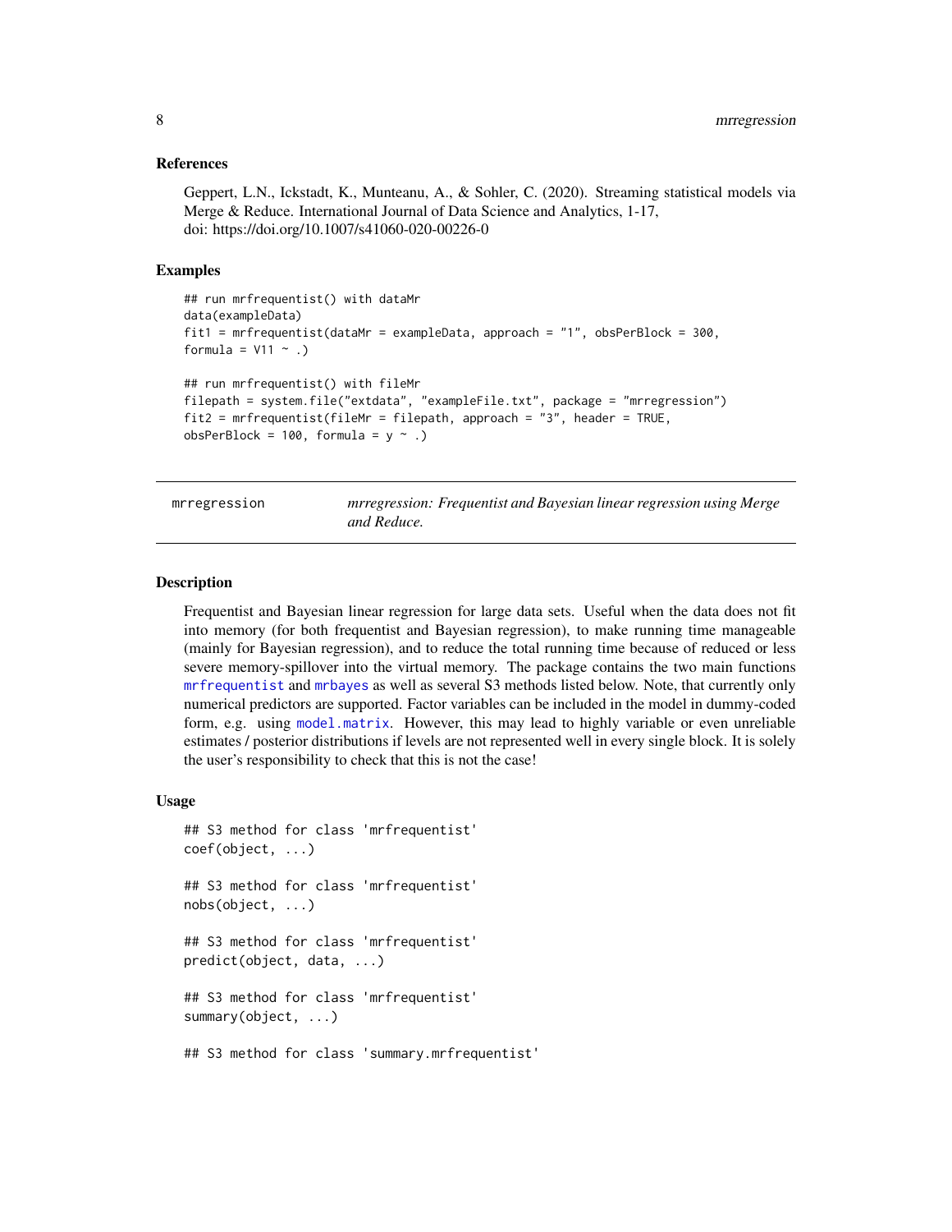### References

Geppert, L.N., Ickstadt, K., Munteanu, A., & Sohler, C. (2020). Streaming statistical models via Merge & Reduce. International Journal of Data Science and Analytics, 1-17, doi: https://doi.org/10.1007/s41060-020-00226-0

### Examples

```
## run mrfrequentist() with dataMr
data(exampleData)
fit1 = mrfrequentist(dataMr = exampleData, approach = "1", obsPerBlock = 300,
formula = V11 ~ .)

## run mrfrequentist() with fileMr
filepath = system.file("extdata", "exampleFile.txt", package = "mrregression")
fit2 = mrfrequentist(fileMr = filepath, approach = "3", header = TRUE,
obsPerBlock = 100, formula = y ~ .)
```

---

## mrregression — *mrregression: Frequentist and Bayesian linear regression using Merge and Reduce.*

---

### Description

Frequentist and Bayesian linear regression for large data sets. Useful when the data does not fit into memory (for both frequentist and Bayesian regression), to make running time manageable (mainly for Bayesian regression), and to reduce the total running time because of reduced or less severe memory-spillover into the virtual memory. The package contains the two main functions mrfrequentist and mrbayes as well as several S3 methods listed below. Note, that currently only numerical predictors are supported. Factor variables can be included in the model in dummy-coded form, e.g. using model.matrix. However, this may lead to highly variable or even unreliable estimates / posterior distributions if levels are not represented well in every single block. It is solely the user's responsibility to check that this is not the case!

### Usage

```
## S3 method for class 'mrfrequentist'
coef(object, ...)

## S3 method for class 'mrfrequentist'
nobs(object, ...)

## S3 method for class 'mrfrequentist'
predict(object, data, ...)

## S3 method for class 'mrfrequentist'
summary(object, ...)

## S3 method for class 'summary.mrfrequentist'
```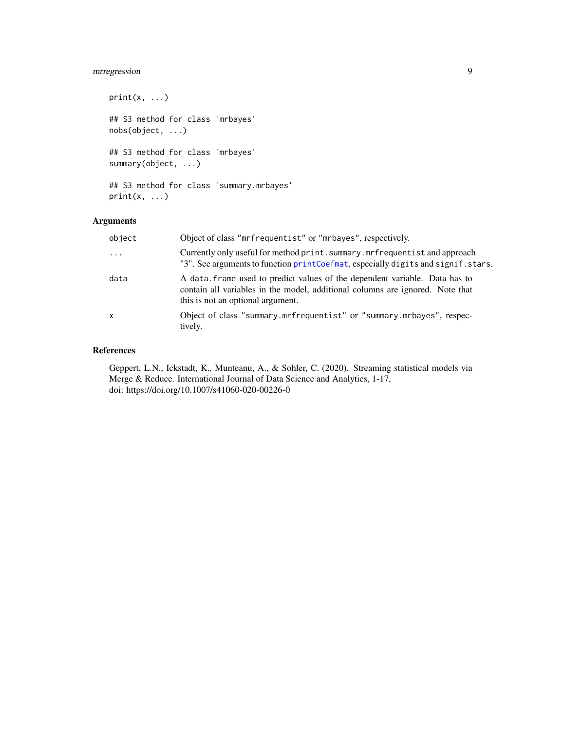```
print(x, ...)

## S3 method for class 'mrbayes'
nobs(object, ...)

## S3 method for class 'mrbayes'
summary(object, ...)

## S3 method for class 'summary.mrbayes'
print(x, ...)
```

## Arguments

| | |
|---|---|
| object | Object of class "mrfrequentist" or "mrbayes", respectively. |
| ... | Currently only useful for method print.summary.mrfrequentist and approach "3". See arguments to function printCoefmat, especially digits and signif.stars. |
| data | A data.frame used to predict values of the dependent variable. Data has to contain all variables in the model, additional columns are ignored. Note that this is not an optional argument. |
| x | Object of class "summary.mrfrequentist" or "summary.mrbayes", respectively. |

## References

Geppert, L.N., Ickstadt, K., Munteanu, A., & Sohler, C. (2020). Streaming statistical models via Merge & Reduce. International Journal of Data Science and Analytics, 1-17, doi: https://doi.org/10.1007/s41060-020-00226-0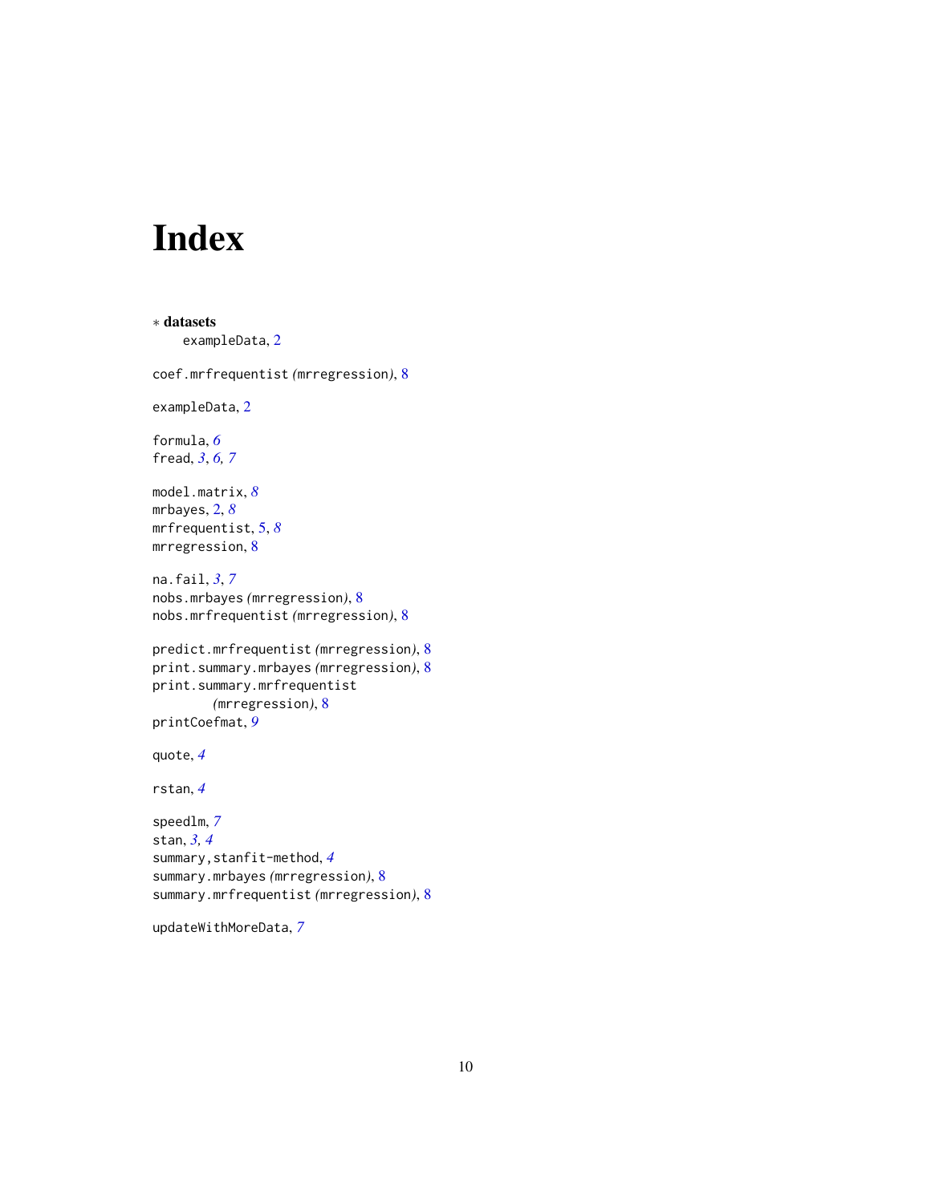# Index

∗ **datasets**
    exampleData, 2

coef.mrfrequentist *(mrregression)*, 8

exampleData, 2

formula, *6*
fread, *3*, *6, 7*

model.matrix, *8*
mrbayes, 2, *8*
mrfrequentist, 5, *8*
mrregression, 8

na.fail, *3*, *7*
nobs.mrbayes *(mrregression)*, 8
nobs.mrfrequentist *(mrregression)*, 8

predict.mrfrequentist *(mrregression)*, 8
print.summary.mrbayes *(mrregression)*, 8
print.summary.mrfrequentist
        *(mrregression)*, 8
printCoefmat, *9*

quote, *4*

rstan, *4*

speedlm, *7*
stan, *3, 4*
summary,stanfit-method, *4*
summary.mrbayes *(mrregression)*, 8
summary.mrfrequentist *(mrregression)*, 8

updateWithMoreData, *7*